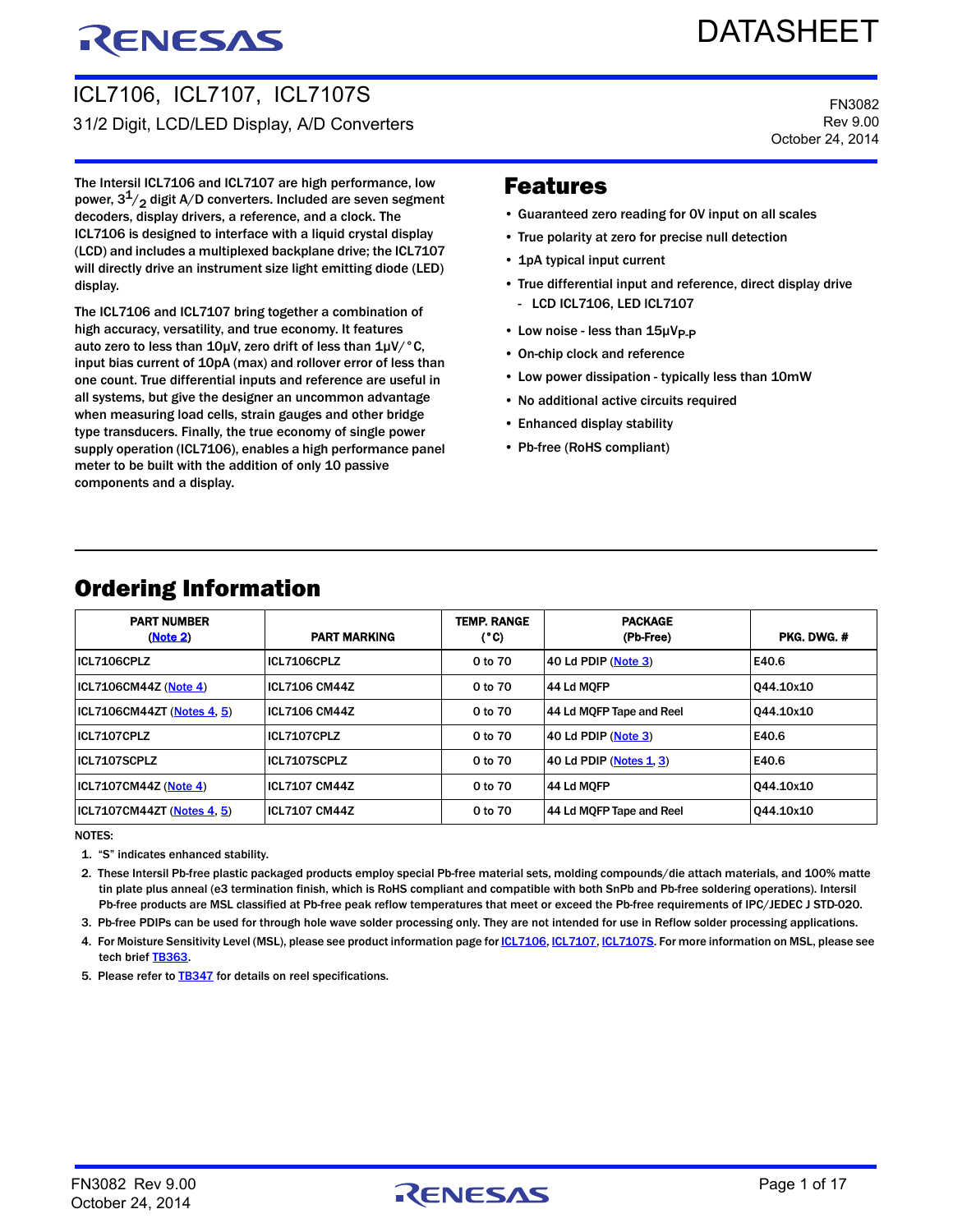DATASHEET

# ICL7106, ICL7107, ICL7107S

3 1/2 Digit, LCD/LED Display, A/D Converters

FN3082
Rev 9.00
October 24, 2014

The Intersil ICL7106 and ICL7107 are high performance, low power, $3^1/_2$ digit A/D converters. Included are seven segment decoders, display drivers, a reference, and a clock. The ICL7106 is designed to interface with a liquid crystal display (LCD) and includes a multiplexed backplane drive; the ICL7107 will directly drive an instrument size light emitting diode (LED) display.

The ICL7106 and ICL7107 bring together a combination of high accuracy, versatility, and true economy. It features auto zero to less than 10μV, zero drift of less than 1μV/°C, input bias current of 10pA (max) and rollover error of less than one count. True differential inputs and reference are useful in all systems, but give the designer an uncommon advantage when measuring load cells, strain gauges and other bridge type transducers. Finally, the true economy of single power supply operation (ICL7106), enables a high performance panel meter to be built with the addition of only 10 passive components and a display.

## Features

- Guaranteed zero reading for 0V input on all scales
- True polarity at zero for precise null detection
- 1pA typical input current
- True differential input and reference, direct display drive
  - LCD ICL7106, LED ICL7107
- Low noise - less than $15\mu V_{P-P}$
- On-chip clock and reference
- Low power dissipation - typically less than 10mW
- No additional active circuits required
- Enhanced display stability
- Pb-free (RoHS compliant)

## Ordering Information

| PART NUMBER (Note 2) | PART MARKING | TEMP. RANGE (°C) | PACKAGE (Pb-Free) | PKG. DWG. # |
|---|---|---|---|---|
| ICL7106CPLZ | ICL7106CPLZ | 0 to 70 | 40 Ld PDIP (Note 3) | E40.6 |
| ICL7106CM44Z (Note 4) | ICL7106 CM44Z | 0 to 70 | 44 Ld MQFP | Q44.10x10 |
| ICL7106CM44ZT (Notes 4, 5) | ICL7106 CM44Z | 0 to 70 | 44 Ld MQFP Tape and Reel | Q44.10x10 |
| ICL7107CPLZ | ICL7107CPLZ | 0 to 70 | 40 Ld PDIP (Note 3) | E40.6 |
| ICL7107SCPLZ | ICL7107SCPLZ | 0 to 70 | 40 Ld PDIP (Notes 1, 3) | E40.6 |
| ICL7107CM44Z (Note 4) | ICL7107 CM44Z | 0 to 70 | 44 Ld MQFP | Q44.10x10 |
| ICL7107CM44ZT (Notes 4, 5) | ICL7107 CM44Z | 0 to 70 | 44 Ld MQFP Tape and Reel | Q44.10x10 |

NOTES:

1. "S" indicates enhanced stability.
2. These Intersil Pb-free plastic packaged products employ special Pb-free material sets, molding compounds/die attach materials, and 100% matte tin plate plus anneal (e3 termination finish, which is RoHS compliant and compatible with both SnPb and Pb-free soldering operations). Intersil Pb-free products are MSL classified at Pb-free peak reflow temperatures that meet or exceed the Pb-free requirements of IPC/JEDEC J STD-020.
3. Pb-free PDIPs can be used for through hole wave solder processing only. They are not intended for use in Reflow solder processing applications.
4. For Moisture Sensitivity Level (MSL), please see product information page for ICL7106, ICL7107, ICL7107S. For more information on MSL, please see tech brief TB363.
5. Please refer to TB347 for details on reel specifications.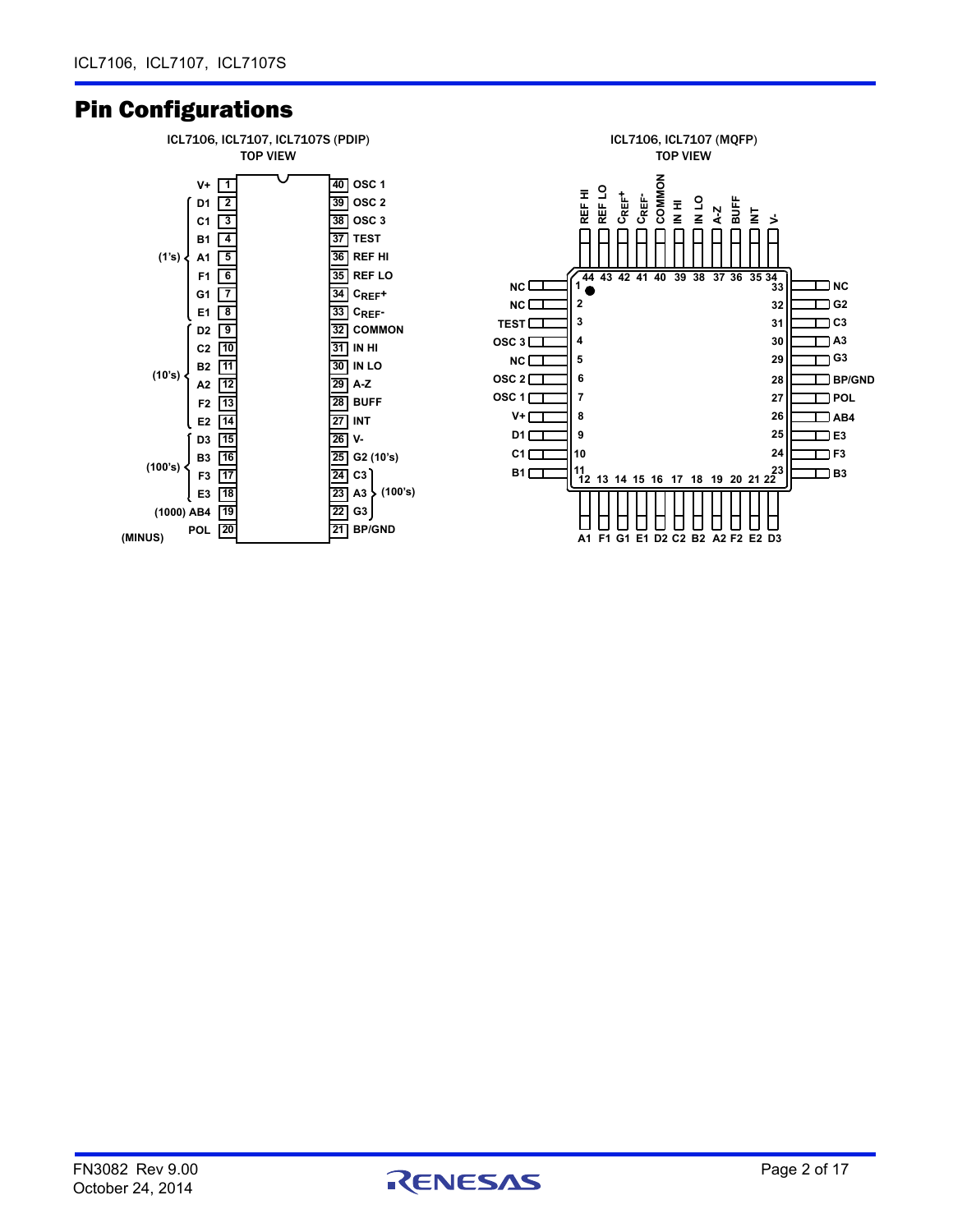## Pin Configurations

**ICL7106, ICL7107, ICL7107S (PDIP)**
**TOP VIEW**

| Group | Pin Name | Pin | Pin | Pin Name | Group |
|---|---|---|---|---|---|
| | V+ | 1 | 40 | OSC 1 | |
| (1's) | D1 | 2 | 39 | OSC 2 | |
| (1's) | C1 | 3 | 38 | OSC 3 | |
| (1's) | B1 | 4 | 37 | TEST | |
| (1's) | A1 | 5 | 36 | REF HI | |
| (1's) | F1 | 6 | 35 | REF LO | |
| (1's) | G1 | 7 | 34 | $C_{REF}+$ | |
| (1's) | E1 | 8 | 33 | $C_{REF}-$ | |
| (10's) | D2 | 9 | 32 | COMMON | |
| (10's) | C2 | 10 | 31 | IN HI | |
| (10's) | B2 | 11 | 30 | IN LO | |
| (10's) | A2 | 12 | 29 | A-Z | |
| (10's) | F2 | 13 | 28 | BUFF | |
| (10's) | E2 | 14 | 27 | INT | |
| (100's) | D3 | 15 | 26 | V- | |
| (100's) | B3 | 16 | 25 | G2 (10's) | |
| (100's) | F3 | 17 | 24 | C3 | (100's) |
| (100's) | E3 | 18 | 23 | A3 | (100's) |
| (1000) | AB4 | 19 | 22 | G3 | (100's) |
| (MINUS) | POL | 20 | 21 | BP/GND | |

**ICL7106, ICL7107 (MQFP)**
**TOP VIEW**

| Pin | Name | Pin | Name | Pin | Name | Pin | Name |
|---|---|---|---|---|---|---|---|
| 1 | NC | 12 | A1 | 23 | B3 | 34 | V- |
| 2 | NC | 13 | F1 | 24 | F3 | 35 | INT |
| 3 | TEST | 14 | G1 | 25 | E3 | 36 | BUFF |
| 4 | OSC 3 | 15 | E1 | 26 | AB4 | 37 | A-Z |
| 5 | NC | 16 | D2 | 27 | POL | 38 | IN LO |
| 6 | OSC 2 | 17 | C2 | 28 | BP/GND | 39 | IN HI |
| 7 | OSC 1 | 18 | B2 | 29 | G3 | 40 | COMMON |
| 8 | V+ | 19 | A2 | 30 | A3 | 41 | $C_{REF}-$ |
| 9 | D1 | 20 | F2 | 31 | C3 | 42 | $C_{REF}+$ |
| 10 | C1 | 21 | E2 | 32 | G2 | 43 | REF LO |
| 11 | B1 | 22 | D3 | 33 | NC | 44 | REF HI |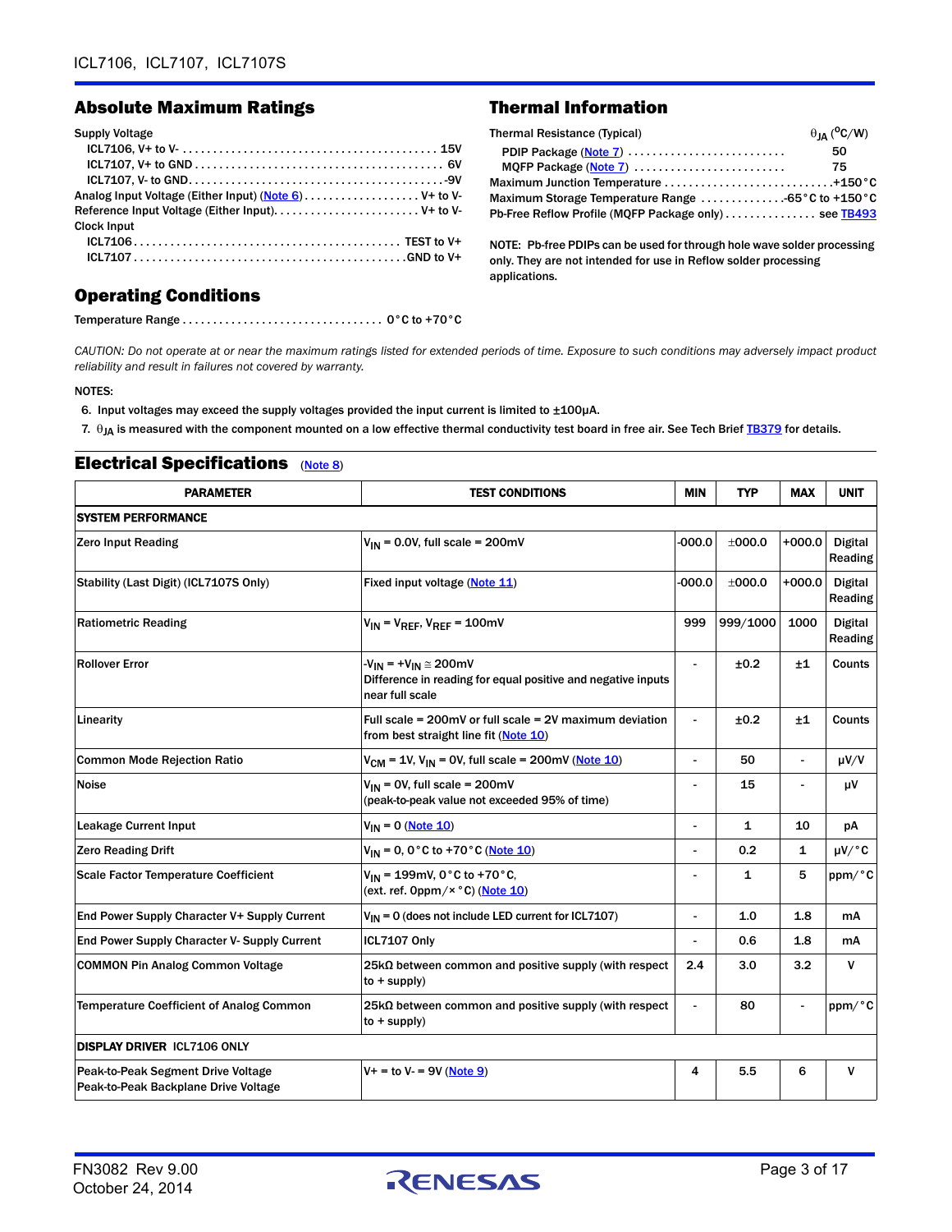## Absolute Maximum Ratings

Supply Voltage

- ICL7106, V+ to V- .......... 15V
- ICL7107, V+ to GND .......... 6V
- ICL7107, V- to GND .......... -9V

Analog Input Voltage (Either Input) (Note 6) .......... V+ to V-

Reference Input Voltage (Either Input) .......... V+ to V-

Clock Input

- ICL7106 .......... TEST to V+
- ICL7107 .......... GND to V+

## Operating Conditions

Temperature Range .......... 0°C to +70°C

## Thermal Information

| Thermal Resistance (Typical) | $\theta_{JA}$ (°C/W) |
|---|---|
| PDIP Package (Note 7) | 50 |
| MQFP Package (Note 7) | 75 |

Maximum Junction Temperature .......... +150°C

Maximum Storage Temperature Range .......... -65°C to +150°C

Pb-Free Reflow Profile (MQFP Package only) .......... see TB493

NOTE: Pb-free PDIPs can be used for through hole wave solder processing only. They are not intended for use in Reflow solder processing applications.

*CAUTION: Do not operate at or near the maximum ratings listed for extended periods of time. Exposure to such conditions may adversely impact product reliability and result in failures not covered by warranty.*

NOTES:

6. Input voltages may exceed the supply voltages provided the input current is limited to ±100µA.
7. $\theta_{JA}$ is measured with the component mounted on a low effective thermal conductivity test board in free air. See Tech Brief TB379 for details.

## Electrical Specifications (Note 8)

| PARAMETER | TEST CONDITIONS | MIN | TYP | MAX | UNIT |
|---|---|---|---|---|---|
| **SYSTEM PERFORMANCE** | | | | | |
| Zero Input Reading | $V_{IN}$ = 0.0V, full scale = 200mV | -000.0 | ±000.0 | +000.0 | Digital Reading |
| Stability (Last Digit) (ICL7107S Only) | Fixed input voltage (Note 11) | -000.0 | ±000.0 | +000.0 | Digital Reading |
| Ratiometric Reading | $V_{IN}$ = $V_{REF}$, $V_{REF}$ = 100mV | 999 | 999/1000 | 1000 | Digital Reading |
| Rollover Error | $-V_{IN}$ = $+V_{IN}$ ≅ 200mV<br>Difference in reading for equal positive and negative inputs near full scale | - | ±0.2 | ±1 | Counts |
| Linearity | Full scale = 200mV or full scale = 2V maximum deviation from best straight line fit (Note 10) | - | ±0.2 | ±1 | Counts |
| Common Mode Rejection Ratio | $V_{CM}$ = 1V, $V_{IN}$ = 0V, full scale = 200mV (Note 10) | - | 50 | - | µV/V |
| Noise | $V_{IN}$ = 0V, full scale = 200mV<br>(peak-to-peak value not exceeded 95% of time) | - | 15 | - | µV |
| Leakage Current Input | $V_{IN}$ = 0 (Note 10) | - | 1 | 10 | pA |
| Zero Reading Drift | $V_{IN}$ = 0, 0°C to +70°C (Note 10) | - | 0.2 | 1 | µV/°C |
| Scale Factor Temperature Coefficient | $V_{IN}$ = 199mV, 0°C to +70°C,<br>(ext. ref. 0ppm/×°C) (Note 10) | - | 1 | 5 | ppm/°C |
| End Power Supply Character V+ Supply Current | $V_{IN}$ = 0 (does not include LED current for ICL7107) | - | 1.0 | 1.8 | mA |
| End Power Supply Character V- Supply Current | ICL7107 Only | - | 0.6 | 1.8 | mA |
| COMMON Pin Analog Common Voltage | 25kΩ between common and positive supply (with respect to + supply) | 2.4 | 3.0 | 3.2 | V |
| Temperature Coefficient of Analog Common | 25kΩ between common and positive supply (with respect to + supply) | - | 80 | - | ppm/°C |
| **DISPLAY DRIVER ICL7106 ONLY** | | | | | |
| Peak-to-Peak Segment Drive Voltage<br>Peak-to-Peak Backplane Drive Voltage | V+ = to V- = 9V (Note 9) | 4 | 5.5 | 6 | V |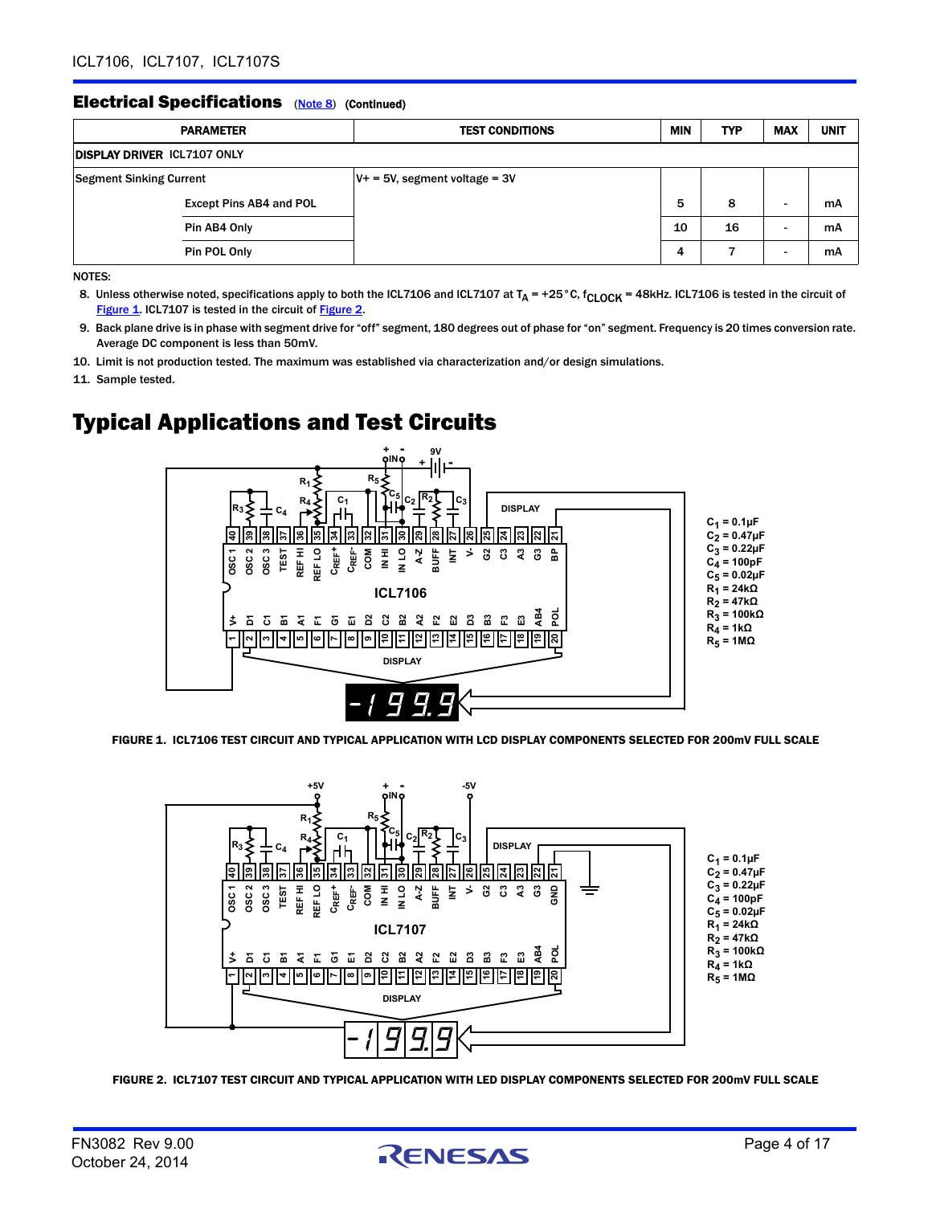## Electrical Specifications (Note 8) (Continued)

| PARAMETER | | TEST CONDITIONS | MIN | TYP | MAX | UNIT |
|---|---|---|---|---|---|---|
| **DISPLAY DRIVER ICL7107 ONLY** | | | | | | |
| Segment Sinking Current | | V+ = 5V, segment voltage = 3V | | | | |
| | Except Pins AB4 and POL | | 5 | 8 | - | mA |
| | Pin AB4 Only | | 10 | 16 | - | mA |
| | Pin POL Only | | 4 | 7 | - | mA |

NOTES:

8. Unless otherwise noted, specifications apply to both the ICL7106 and ICL7107 at $T_A$ = +25°C, $f_{CLOCK}$ = 48kHz. ICL7106 is tested in the circuit of Figure 1. ICL7107 is tested in the circuit of Figure 2.
9. Back plane drive is in phase with segment drive for "off" segment, 180 degrees out of phase for "on" segment. Frequency is 20 times conversion rate. Average DC component is less than 50mV.
10. Limit is not production tested. The maximum was established via characterization and/or design simulations.
11. Sample tested.

# Typical Applications and Test Circuits

$C_1$ = 0.1µF
$C_2$ = 0.47µF
$C_3$ = 0.22µF
$C_4$ = 100pF
$C_5$ = 0.02µF
$R_1$ = 24kΩ
$R_2$ = 47kΩ
$R_3$ = 100kΩ
$R_4$ = 1kΩ
$R_5$ = 1MΩ

FIGURE 1. ICL7106 TEST CIRCUIT AND TYPICAL APPLICATION WITH LCD DISPLAY COMPONENTS SELECTED FOR 200mV FULL SCALE

$C_1$ = 0.1µF
$C_2$ = 0.47µF
$C_3$ = 0.22µF
$C_4$ = 100pF
$C_5$ = 0.02µF
$R_1$ = 24kΩ
$R_2$ = 47kΩ
$R_3$ = 100kΩ
$R_4$ = 1kΩ
$R_5$ = 1MΩ

FIGURE 2. ICL7107 TEST CIRCUIT AND TYPICAL APPLICATION WITH LED DISPLAY COMPONENTS SELECTED FOR 200mV FULL SCALE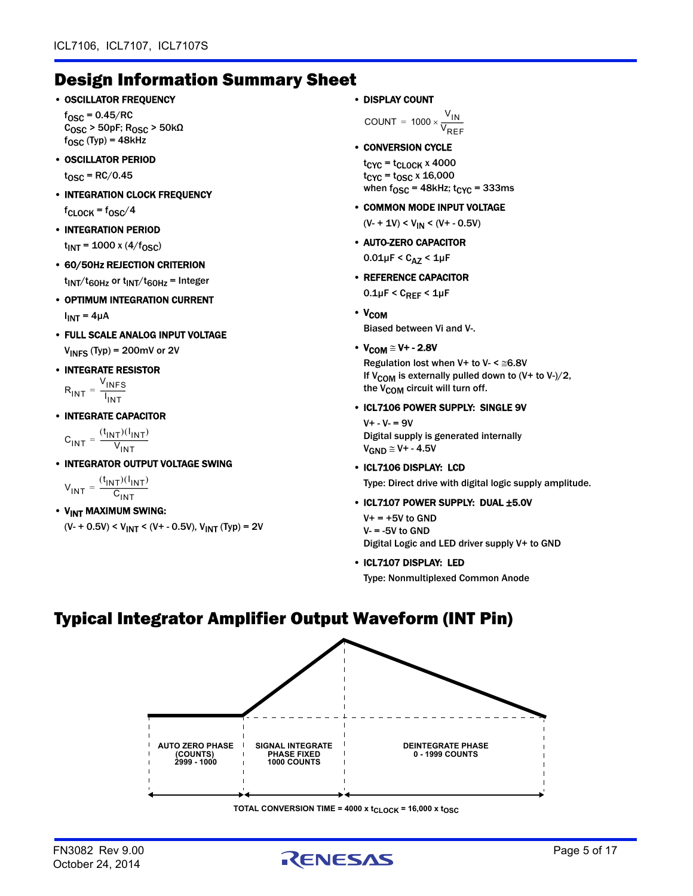## Design Information Summary Sheet

- **OSCILLATOR FREQUENCY**
  $f_{OSC} = 0.45/RC$
  $C_{OSC} > 50pF$; $R_{OSC} > 50k\Omega$
  $f_{OSC}$ (Typ) = 48kHz
- **OSCILLATOR PERIOD**
  $t_{OSC} = RC/0.45$
- **INTEGRATION CLOCK FREQUENCY**
  $f_{CLOCK} = f_{OSC}/4$
- **INTEGRATION PERIOD**
  $t_{INT} = 1000 \times (4/f_{OSC})$
- **60/50Hz REJECTION CRITERION**
  $t_{INT}/t_{60Hz}$ or $t_{INT}/t_{60Hz}$ = Integer
- **OPTIMUM INTEGRATION CURRENT**
  $I_{INT} = 4\mu A$
- **FULL SCALE ANALOG INPUT VOLTAGE**
  $V_{INFS}$ (Typ) = 200mV or 2V
- **INTEGRATE RESISTOR**
  $$R_{INT} = \frac{V_{INFS}}{I_{INT}}$$
- **INTEGRATE CAPACITOR**
  $$C_{INT} = \frac{(t_{INT})(I_{INT})}{V_{INT}}$$
- **INTEGRATOR OUTPUT VOLTAGE SWING**
  $$V_{INT} = \frac{(t_{INT})(I_{INT})}{C_{INT}}$$
- **$V_{INT}$ MAXIMUM SWING:**
  $(V- + 0.5V) < V_{INT} < (V+ - 0.5V)$, $V_{INT}$ (Typ) = 2V
- **DISPLAY COUNT**
  $$COUNT = 1000 \times \frac{V_{IN}}{V_{REF}}$$
- **CONVERSION CYCLE**
  $t_{CYC} = t_{CLOCK} \times 4000$
  $t_{CYC} = t_{OSC} \times 16{,}000$
  when $f_{OSC}$ = 48kHz; $t_{CYC}$ = 333ms
- **COMMON MODE INPUT VOLTAGE**
  $(V- + 1V) < V_{IN} < (V+ - 0.5V)$
- **AUTO-ZERO CAPACITOR**
  $0.01\mu F < C_{AZ} < 1\mu F$
- **REFERENCE CAPACITOR**
  $0.1\mu F < C_{REF} < 1\mu F$
- **$V_{COM}$**
  Biased between Vi and V-.
- **$V_{COM} \cong V+ - 2.8V$**
  Regulation lost when V+ to V- < ≅6.8V
  If $V_{COM}$ is externally pulled down to (V+ to V-)/2, the $V_{COM}$ circuit will turn off.
- **ICL7106 POWER SUPPLY: SINGLE 9V**
  V+ - V- = 9V
  Digital supply is generated internally
  $V_{GND} \cong V+ - 4.5V$
- **ICL7106 DISPLAY: LCD**
  Type: Direct drive with digital logic supply amplitude.
- **ICL7107 POWER SUPPLY: DUAL ±5.0V**
  V+ = +5V to GND
  V- = -5V to GND
  Digital Logic and LED driver supply V+ to GND
- **ICL7107 DISPLAY: LED**
  Type: Nonmultiplexed Common Anode

## Typical Integrator Amplifier Output Waveform (INT Pin)

AUTO ZERO PHASE (COUNTS) 2999 - 1000 | SIGNAL INTEGRATE PHASE FIXED 1000 COUNTS | DEINTEGRATE PHASE 0 - 1999 COUNTS

TOTAL CONVERSION TIME = 4000 x $t_{CLOCK}$ = 16,000 x $t_{OSC}$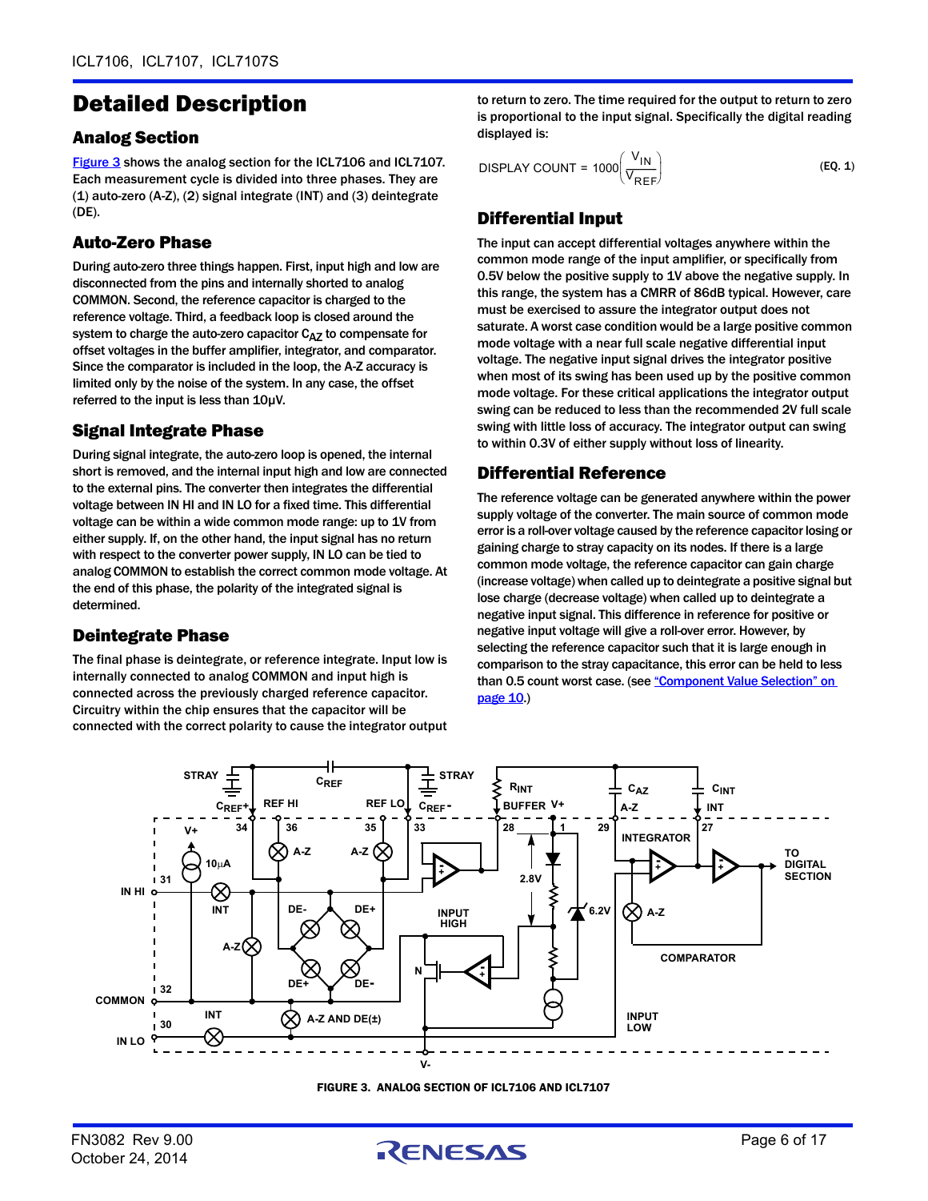# Detailed Description

## Analog Section

Figure 3 shows the analog section for the ICL7106 and ICL7107. Each measurement cycle is divided into three phases. They are (1) auto-zero (A-Z), (2) signal integrate (INT) and (3) deintegrate (DE).

## Auto-Zero Phase

During auto-zero three things happen. First, input high and low are disconnected from the pins and internally shorted to analog COMMON. Second, the reference capacitor is charged to the reference voltage. Third, a feedback loop is closed around the system to charge the auto-zero capacitor $C_{AZ}$ to compensate for offset voltages in the buffer amplifier, integrator, and comparator. Since the comparator is included in the loop, the A-Z accuracy is limited only by the noise of the system. In any case, the offset referred to the input is less than 10μV.

## Signal Integrate Phase

During signal integrate, the auto-zero loop is opened, the internal short is removed, and the internal input high and low are connected to the external pins. The converter then integrates the differential voltage between IN HI and IN LO for a fixed time. This differential voltage can be within a wide common mode range: up to 1V from either supply. If, on the other hand, the input signal has no return with respect to the converter power supply, IN LO can be tied to analog COMMON to establish the correct common mode voltage. At the end of this phase, the polarity of the integrated signal is determined.

## Deintegrate Phase

The final phase is deintegrate, or reference integrate. Input low is internally connected to analog COMMON and input high is connected across the previously charged reference capacitor. Circuitry within the chip ensures that the capacitor will be connected with the correct polarity to cause the integrator output to return to zero. The time required for the output to return to zero is proportional to the input signal. Specifically the digital reading displayed is:

$$\text{DISPLAY COUNT} = 1000\left(\frac{V_{IN}}{V_{REF}}\right) \qquad \text{(EQ. 1)}$$

## Differential Input

The input can accept differential voltages anywhere within the common mode range of the input amplifier, or specifically from 0.5V below the positive supply to 1V above the negative supply. In this range, the system has a CMRR of 86dB typical. However, care must be exercised to assure the integrator output does not saturate. A worst case condition would be a large positive common mode voltage with a near full scale negative differential input voltage. The negative input signal drives the integrator positive when most of its swing has been used up by the positive common mode voltage. For these critical applications the integrator output swing can be reduced to less than the recommended 2V full scale swing with little loss of accuracy. The integrator output can swing to within 0.3V of either supply without loss of linearity.

## Differential Reference

The reference voltage can be generated anywhere within the power supply voltage of the converter. The main source of common mode error is a roll-over voltage caused by the reference capacitor losing or gaining charge to stray capacity on its nodes. If there is a large common mode voltage, the reference capacitor can gain charge (increase voltage) when called up to deintegrate a positive signal but lose charge (decrease voltage) when called up to deintegrate a negative input signal. This difference in reference for positive or negative input voltage will give a roll-over error. However, by selecting the reference capacitor such that it is large enough in comparison to the stray capacitance, this error can be held to less than 0.5 count worst case. (see "Component Value Selection" on page 10.)

FIGURE 3. ANALOG SECTION OF ICL7106 AND ICL7107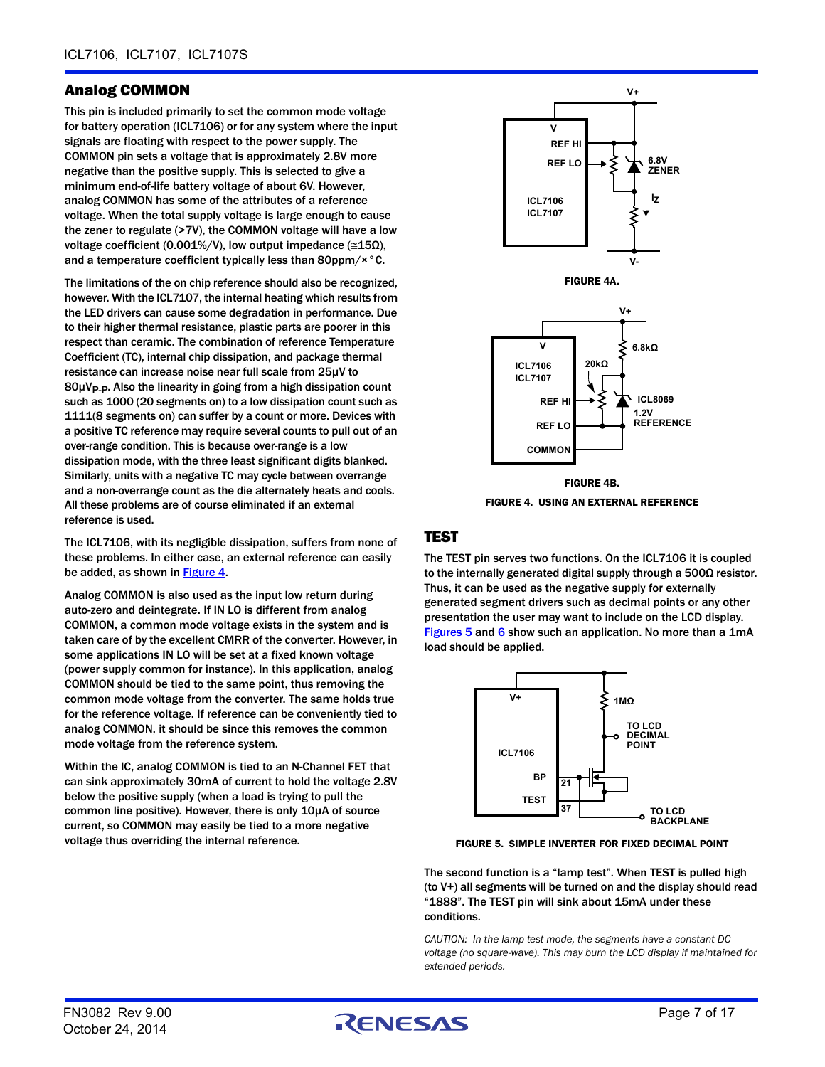## Analog COMMON

This pin is included primarily to set the common mode voltage for battery operation (ICL7106) or for any system where the input signals are floating with respect to the power supply. The COMMON pin sets a voltage that is approximately 2.8V more negative than the positive supply. This is selected to give a minimum end-of-life battery voltage of about 6V. However, analog COMMON has some of the attributes of a reference voltage. When the total supply voltage is large enough to cause the zener to regulate (>7V), the COMMON voltage will have a low voltage coefficient (0.001%/V), low output impedance (≅15Ω), and a temperature coefficient typically less than 80ppm/×°C.

The limitations of the on chip reference should also be recognized, however. With the ICL7107, the internal heating which results from the LED drivers can cause some degradation in performance. Due to their higher thermal resistance, plastic parts are poorer in this respect than ceramic. The combination of reference Temperature Coefficient (TC), internal chip dissipation, and package thermal resistance can increase noise near full scale from 25μV to 80$\mu V_{P-P}$. Also the linearity in going from a high dissipation count such as 1000 (20 segments on) to a low dissipation count such as 1111(8 segments on) can suffer by a count or more. Devices with a positive TC reference may require several counts to pull out of an over-range condition. This is because over-range is a low dissipation mode, with the three least significant digits blanked. Similarly, units with a negative TC may cycle between overrange and a non-overrange count as the die alternately heats and cools. All these problems are of course eliminated if an external reference is used.

The ICL7106, with its negligible dissipation, suffers from none of these problems. In either case, an external reference can easily be added, as shown in Figure 4.

Analog COMMON is also used as the input low return during auto-zero and deintegrate. If IN LO is different from analog COMMON, a common mode voltage exists in the system and is taken care of by the excellent CMRR of the converter. However, in some applications IN LO will be set at a fixed known voltage (power supply common for instance). In this application, analog COMMON should be tied to the same point, thus removing the common mode voltage from the converter. The same holds true for the reference voltage. If reference can be conveniently tied to analog COMMON, it should be since this removes the common mode voltage from the reference system.

Within the IC, analog COMMON is tied to an N-Channel FET that can sink approximately 30mA of current to hold the voltage 2.8V below the positive supply (when a load is trying to pull the common line positive). However, there is only 10μA of source current, so COMMON may easily be tied to a more negative voltage thus overriding the internal reference.

FIGURE 4A.

FIGURE 4B.

FIGURE 4. USING AN EXTERNAL REFERENCE

## TEST

The TEST pin serves two functions. On the ICL7106 it is coupled to the internally generated digital supply through a 500Ω resistor. Thus, it can be used as the negative supply for externally generated segment drivers such as decimal points or any other presentation the user may want to include on the LCD display. Figures 5 and 6 show such an application. No more than a 1mA load should be applied.

FIGURE 5. SIMPLE INVERTER FOR FIXED DECIMAL POINT

The second function is a "lamp test". When TEST is pulled high (to V+) all segments will be turned on and the display should read "1888". The TEST pin will sink about 15mA under these conditions.

*CAUTION: In the lamp test mode, the segments have a constant DC voltage (no square-wave). This may burn the LCD display if maintained for extended periods.*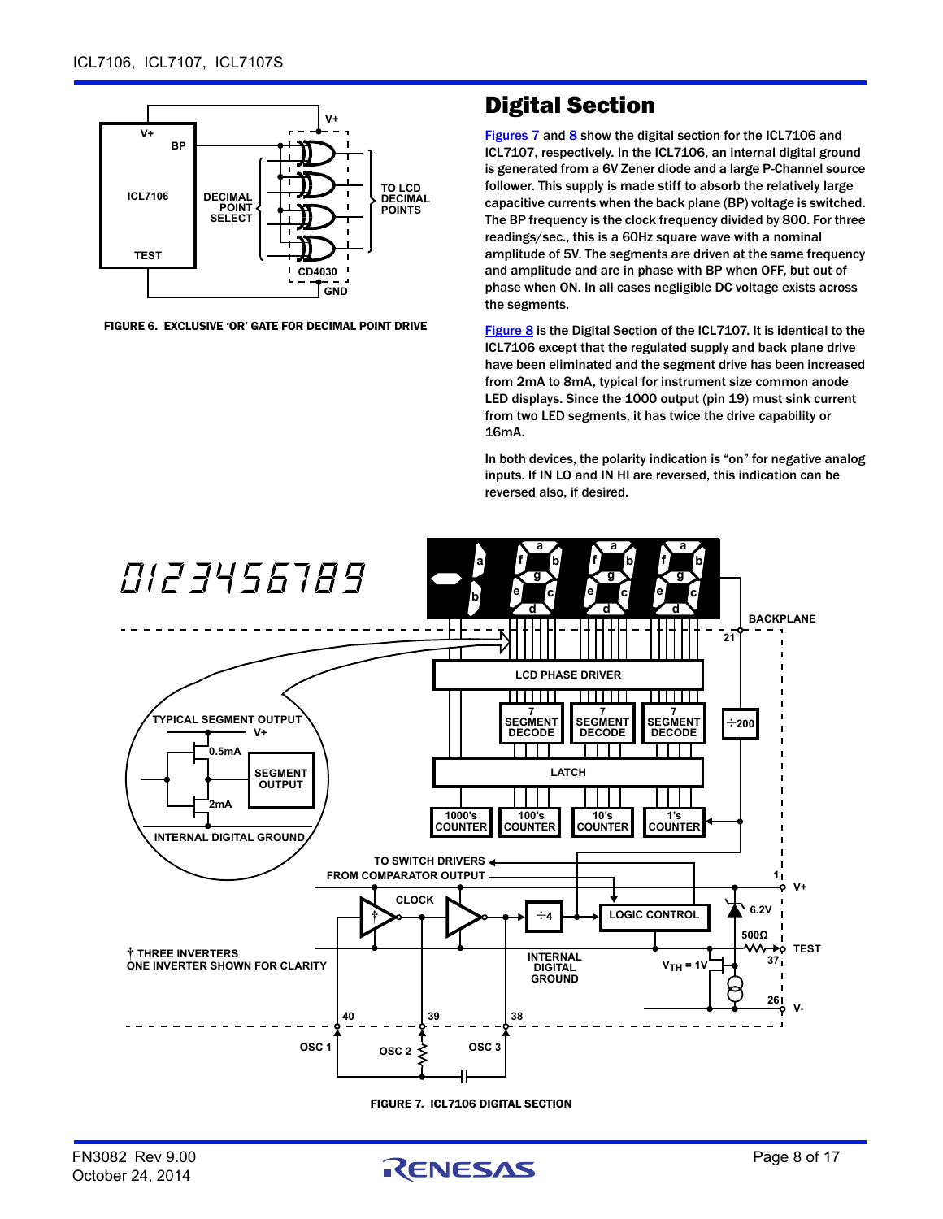FIGURE 6. EXCLUSIVE 'OR' GATE FOR DECIMAL POINT DRIVE

## Digital Section

Figures 7 and 8 show the digital section for the ICL7106 and ICL7107, respectively. In the ICL7106, an internal digital ground is generated from a 6V Zener diode and a large P-Channel source follower. This supply is made stiff to absorb the relatively large capacitive currents when the back plane (BP) voltage is switched. The BP frequency is the clock frequency divided by 800. For three readings/sec., this is a 60Hz square wave with a nominal amplitude of 5V. The segments are driven at the same frequency and amplitude and are in phase with BP when OFF, but out of phase when ON. In all cases negligible DC voltage exists across the segments.

Figure 8 is the Digital Section of the ICL7107. It is identical to the ICL7106 except that the regulated supply and back plane drive have been eliminated and the segment drive has been increased from 2mA to 8mA, typical for instrument size common anode LED displays. Since the 1000 output (pin 19) must sink current from two LED segments, it has twice the drive capability or 16mA.

In both devices, the polarity indication is "on" for negative analog inputs. If IN LO and IN HI are reversed, this indication can be reversed also, if desired.

FIGURE 7. ICL7106 DIGITAL SECTION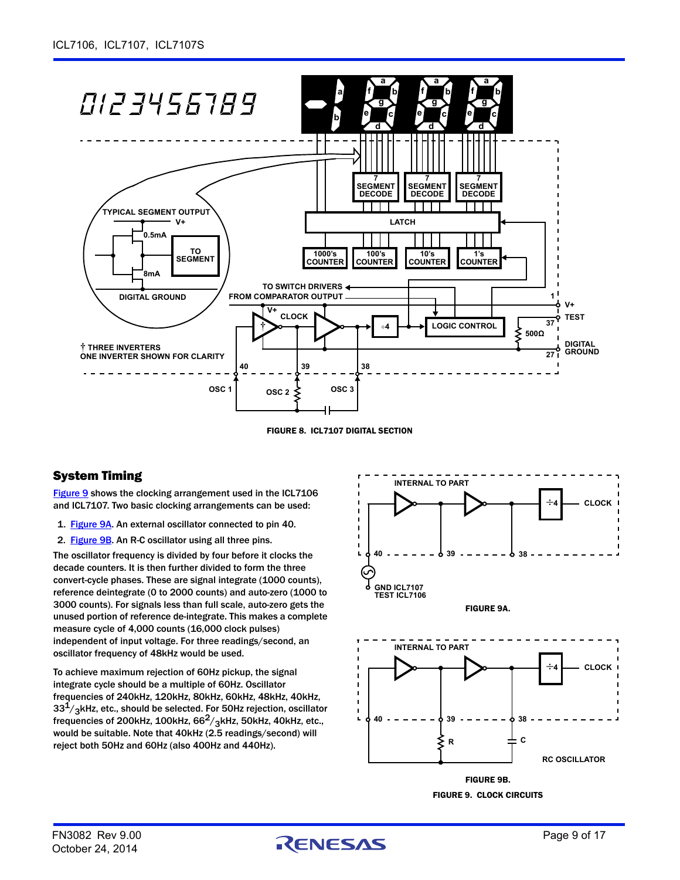FIGURE 8. ICL7107 DIGITAL SECTION

## System Timing

Figure 9 shows the clocking arrangement used in the ICL7106 and ICL7107. Two basic clocking arrangements can be used:

1. Figure 9A. An external oscillator connected to pin 40.
2. Figure 9B. An R-C oscillator using all three pins.

The oscillator frequency is divided by four before it clocks the decade counters. It is then further divided to form the three convert-cycle phases. These are signal integrate (1000 counts), reference deintegrate (0 to 2000 counts) and auto-zero (1000 to 3000 counts). For signals less than full scale, auto-zero gets the unused portion of reference de-integrate. This makes a complete measure cycle of 4,000 counts (16,000 clock pulses) independent of input voltage. For three readings/second, an oscillator frequency of 48kHz would be used.

To achieve maximum rejection of 60Hz pickup, the signal integrate cycle should be a multiple of 60Hz. Oscillator frequencies of 240kHz, 120kHz, 80kHz, 60kHz, 48kHz, 40kHz, $33^1/_3$kHz, etc., should be selected. For 50Hz rejection, oscillator frequencies of 200kHz, 100kHz, $66^2/_3$kHz, 50kHz, 40kHz, etc., would be suitable. Note that 40kHz (2.5 readings/second) will reject both 50Hz and 60Hz (also 400Hz and 440Hz).

FIGURE 9A.

FIGURE 9B.

FIGURE 9. CLOCK CIRCUITS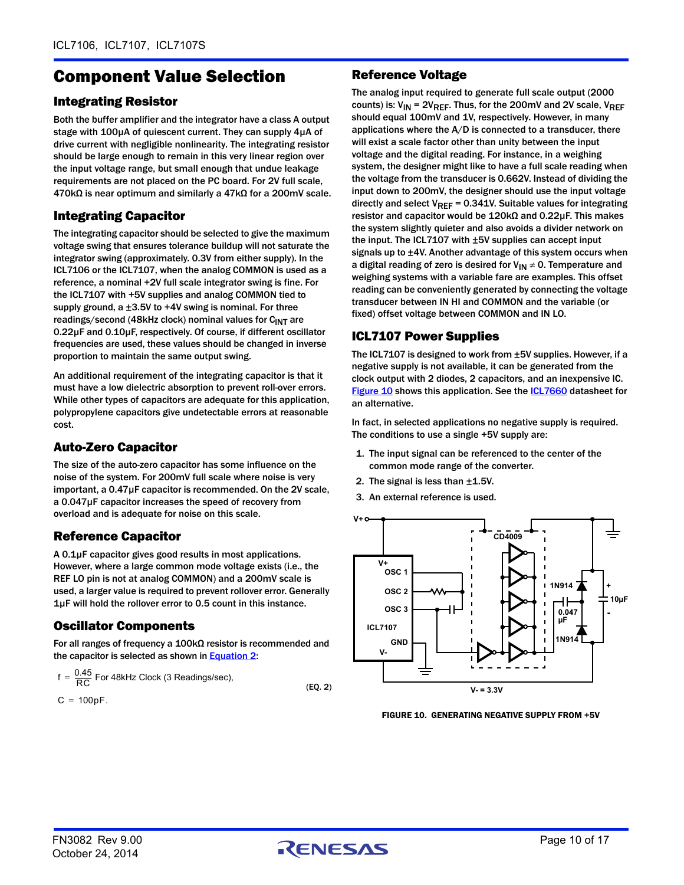# Component Value Selection

## Integrating Resistor

Both the buffer amplifier and the integrator have a class A output stage with 100µA of quiescent current. They can supply 4µA of drive current with negligible nonlinearity. The integrating resistor should be large enough to remain in this very linear region over the input voltage range, but small enough that undue leakage requirements are not placed on the PC board. For 2V full scale, 470kΩ is near optimum and similarly a 47kΩ for a 200mV scale.

## Integrating Capacitor

The integrating capacitor should be selected to give the maximum voltage swing that ensures tolerance buildup will not saturate the integrator swing (approximately. 0.3V from either supply). In the ICL7106 or the ICL7107, when the analog COMMON is used as a reference, a nominal +2V full scale integrator swing is fine. For the ICL7107 with +5V supplies and analog COMMON tied to supply ground, a ±3.5V to +4V swing is nominal. For three readings/second (48kHz clock) nominal values for $C_{INT}$ are 0.22µF and 0.10µF, respectively. Of course, if different oscillator frequencies are used, these values should be changed in inverse proportion to maintain the same output swing.

An additional requirement of the integrating capacitor is that it must have a low dielectric absorption to prevent roll-over errors. While other types of capacitors are adequate for this application, polypropylene capacitors give undetectable errors at reasonable cost.

## Auto-Zero Capacitor

The size of the auto-zero capacitor has some influence on the noise of the system. For 200mV full scale where noise is very important, a 0.47µF capacitor is recommended. On the 2V scale, a 0.047µF capacitor increases the speed of recovery from overload and is adequate for noise on this scale.

## Reference Capacitor

A 0.1µF capacitor gives good results in most applications. However, where a large common mode voltage exists (i.e., the REF LO pin is not at analog COMMON) and a 200mV scale is used, a larger value is required to prevent rollover error. Generally 1µF will hold the rollover error to 0.5 count in this instance.

## Oscillator Components

For all ranges of frequency a 100kΩ resistor is recommended and the capacitor is selected as shown in Equation 2:

$$f = \frac{0.45}{RC} \text{ For 48kHz Clock (3 Readings/sec),} \qquad \text{(EQ. 2)}$$

$$C = 100\text{pF}.$$

## Reference Voltage

The analog input required to generate full scale output (2000 counts) is: $V_{IN} = 2V_{REF}$. Thus, for the 200mV and 2V scale, $V_{REF}$ should equal 100mV and 1V, respectively. However, in many applications where the A/D is connected to a transducer, there will exist a scale factor other than unity between the input voltage and the digital reading. For instance, in a weighing system, the designer might like to have a full scale reading when the voltage from the transducer is 0.662V. Instead of dividing the input down to 200mV, the designer should use the input voltage directly and select $V_{REF}$ = 0.341V. Suitable values for integrating resistor and capacitor would be 120kΩ and 0.22µF. This makes the system slightly quieter and also avoids a divider network on the input. The ICL7107 with ±5V supplies can accept input signals up to ±4V. Another advantage of this system occurs when a digital reading of zero is desired for $V_{IN} \neq 0$. Temperature and weighing systems with a variable fare are examples. This offset reading can be conveniently generated by connecting the voltage transducer between IN HI and COMMON and the variable (or fixed) offset voltage between COMMON and IN LO.

## ICL7107 Power Supplies

The ICL7107 is designed to work from ±5V supplies. However, if a negative supply is not available, it can be generated from the clock output with 2 diodes, 2 capacitors, and an inexpensive IC. Figure 10 shows this application. See the ICL7660 datasheet for an alternative.

In fact, in selected applications no negative supply is required. The conditions to use a single +5V supply are:

1. The input signal can be referenced to the center of the common mode range of the converter.
2. The signal is less than ±1.5V.
3. An external reference is used.

FIGURE 10. GENERATING NEGATIVE SUPPLY FROM +5V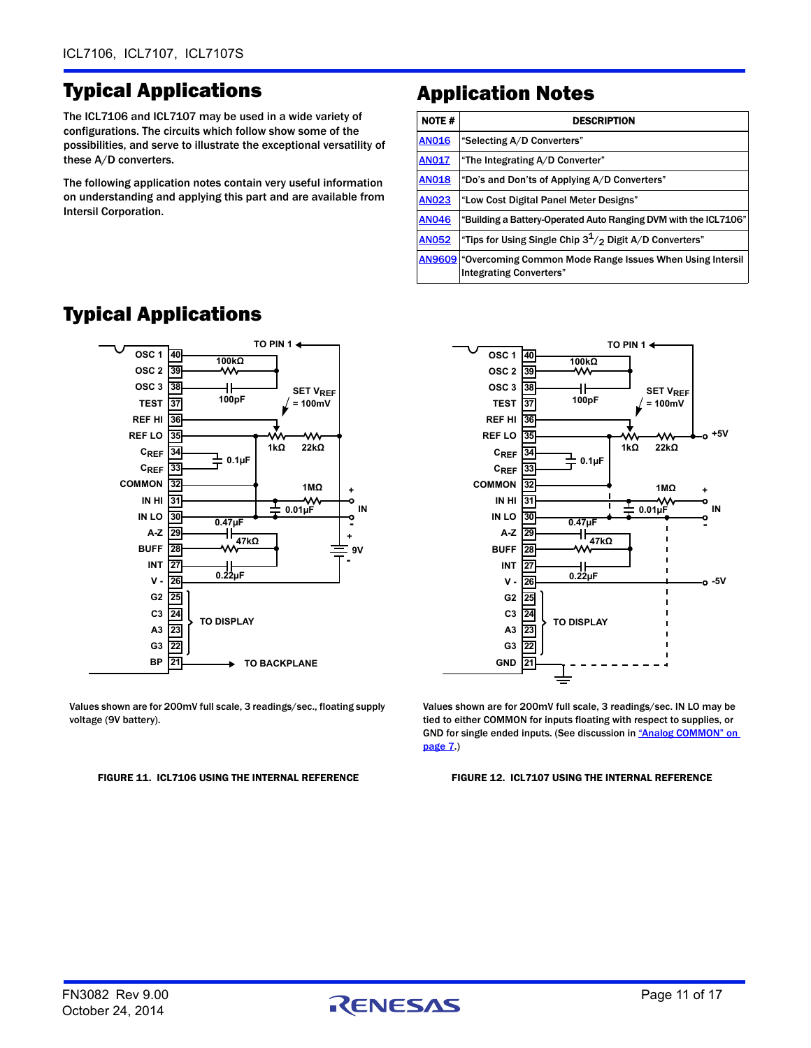## Typical Applications

The ICL7106 and ICL7107 may be used in a wide variety of configurations. The circuits which follow show some of the possibilities, and serve to illustrate the exceptional versatility of these A/D converters.

The following application notes contain very useful information on understanding and applying this part and are available from Intersil Corporation.

## Application Notes

| NOTE # | DESCRIPTION |
|---|---|
| AN016 | “Selecting A/D Converters” |
| AN017 | “The Integrating A/D Converter” |
| AN018 | “Do’s and Don’ts of Applying A/D Converters” |
| AN023 | “Low Cost Digital Panel Meter Designs” |
| AN046 | “Building a Battery-Operated Auto Ranging DVM with the ICL7106” |
| AN052 | “Tips for Using Single Chip $3^1/_2$ Digit A/D Converters” |
| AN9609 | “Overcoming Common Mode Range Issues When Using Intersil Integrating Converters” |

## Typical Applications

Values shown are for 200mV full scale, 3 readings/sec., floating supply voltage (9V battery).

FIGURE 11. ICL7106 USING THE INTERNAL REFERENCE

Values shown are for 200mV full scale, 3 readings/sec. IN LO may be tied to either COMMON for inputs floating with respect to supplies, or GND for single ended inputs. (See discussion in “Analog COMMON” on page 7.)

FIGURE 12. ICL7107 USING THE INTERNAL REFERENCE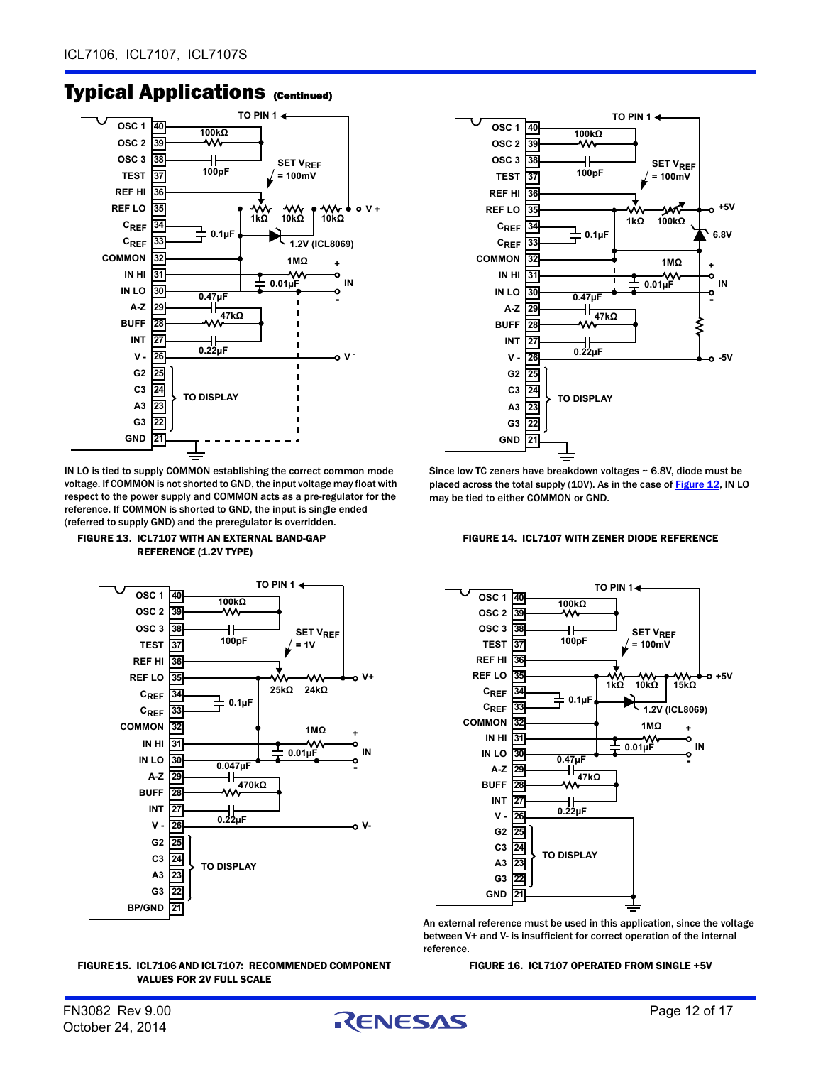## Typical Applications (Continued)

IN LO is tied to supply COMMON establishing the correct common mode voltage. If COMMON is not shorted to GND, the input voltage may float with respect to the power supply and COMMON acts as a pre-regulator for the reference. If COMMON is shorted to GND, the input is single ended (referred to supply GND) and the preregulator is overridden.

**FIGURE 13. ICL7107 WITH AN EXTERNAL BAND-GAP REFERENCE (1.2V TYPE)**

Since low TC zeners have breakdown voltages ~ 6.8V, diode must be placed across the total supply (10V). As in the case of Figure 12, IN LO may be tied to either COMMON or GND.

**FIGURE 14. ICL7107 WITH ZENER DIODE REFERENCE**

**FIGURE 15. ICL7106 AND ICL7107: RECOMMENDED COMPONENT VALUES FOR 2V FULL SCALE**

An external reference must be used in this application, since the voltage between V+ and V- is insufficient for correct operation of the internal reference.

**FIGURE 16. ICL7107 OPERATED FROM SINGLE +5V**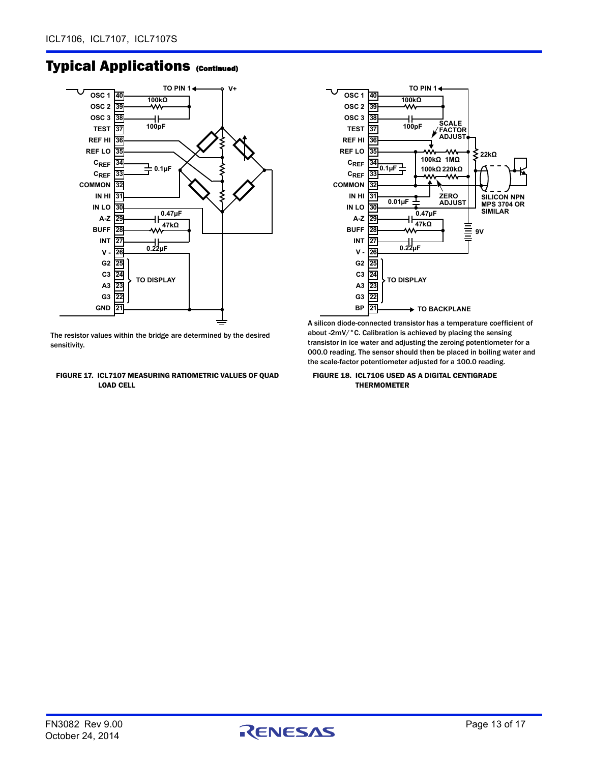## Typical Applications (Continued)

The resistor values within the bridge are determined by the desired sensitivity.

FIGURE 17. ICL7107 MEASURING RATIOMETRIC VALUES OF QUAD LOAD CELL

A silicon diode-connected transistor has a temperature coefficient of about -2mV/°C. Calibration is achieved by placing the sensing transistor in ice water and adjusting the zeroing potentiometer for a 000.0 reading. The sensor should then be placed in boiling water and the scale-factor potentiometer adjusted for a 100.0 reading.

FIGURE 18. ICL7106 USED AS A DIGITAL CENTIGRADE THERMOMETER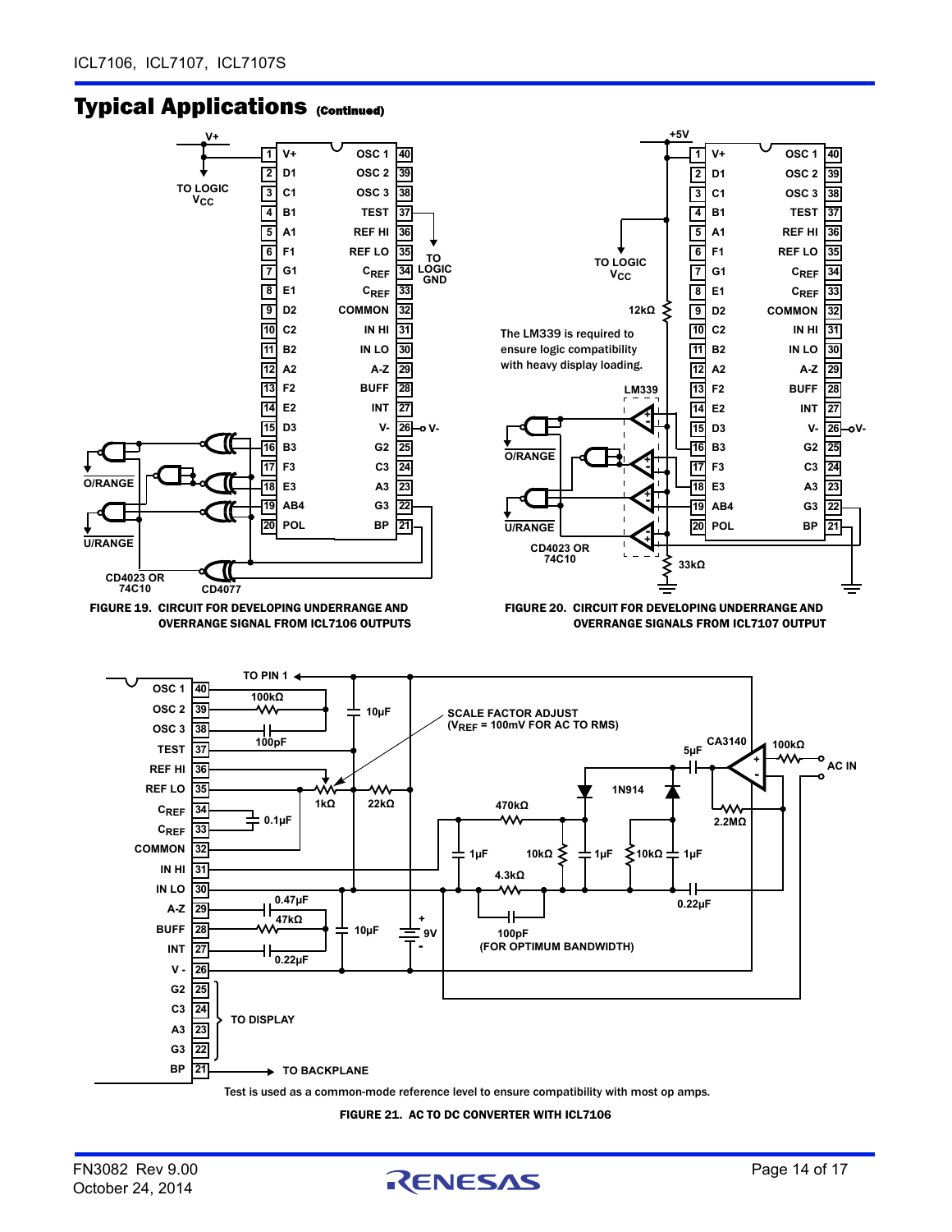## Typical Applications (Continued)

The LM339 is required to ensure logic compatibility with heavy display loading.

FIGURE 19. CIRCUIT FOR DEVELOPING UNDERRANGE AND OVERRANGE SIGNAL FROM ICL7106 OUTPUTS

FIGURE 20. CIRCUIT FOR DEVELOPING UNDERRANGE AND OVERRANGE SIGNALS FROM ICL7107 OUTPUT

Test is used as a common-mode reference level to ensure compatibility with most op amps.

FIGURE 21. AC TO DC CONVERTER WITH ICL7106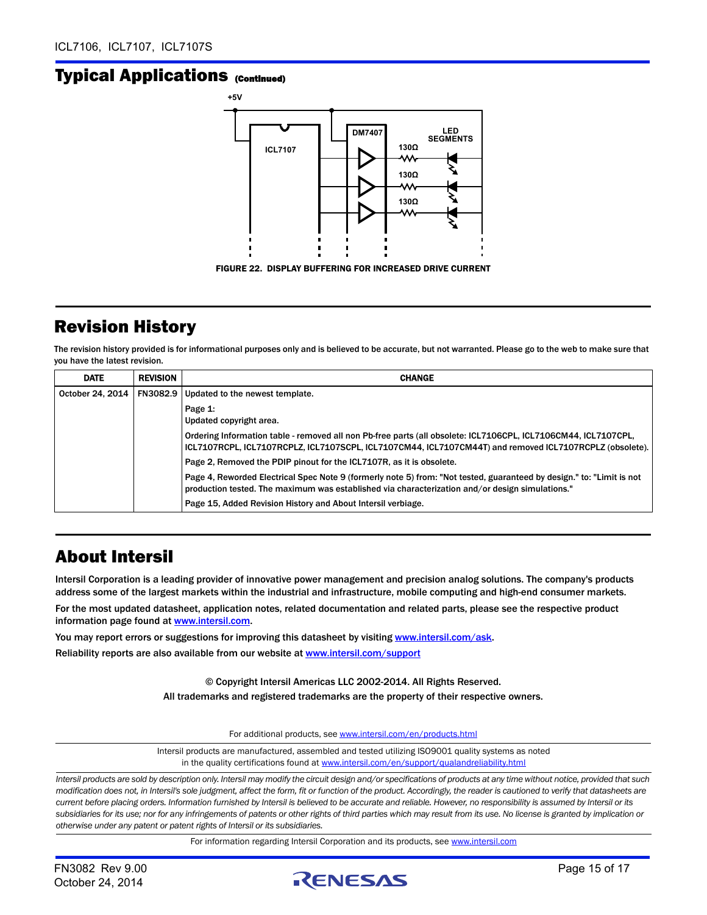## Typical Applications (Continued)

FIGURE 22. DISPLAY BUFFERING FOR INCREASED DRIVE CURRENT

## Revision History

The revision history provided is for informational purposes only and is believed to be accurate, but not warranted. Please go to the web to make sure that you have the latest revision.

| DATE | REVISION | CHANGE |
|---|---|---|
| October 24, 2014 | FN3082.9 | Updated to the newest template. |
| | | Page 1:<br>Updated copyright area. |
| | | Ordering Information table - removed all non Pb-free parts (all obsolete: ICL7106CPL, ICL7106CM44, ICL7107CPL, ICL7107RCPL, ICL7107RCPLZ, ICL7107SCPL, ICL7107CM44, ICL7107CM44T) and removed ICL7107RCPLZ (obsolete). |
| | | Page 2, Removed the PDIP pinout for the ICL7107R, as it is obsolete. |
| | | Page 4, Reworded Electrical Spec Note 9 (formerly note 5) from: "Not tested, guaranteed by design." to: "Limit is not production tested. The maximum was established via characterization and/or design simulations." |
| | | Page 15, Added Revision History and About Intersil verbiage. |

## About Intersil

Intersil Corporation is a leading provider of innovative power management and precision analog solutions. The company's products address some of the largest markets within the industrial and infrastructure, mobile computing and high-end consumer markets.

For the most updated datasheet, application notes, related documentation and related parts, please see the respective product information page found at www.intersil.com.

You may report errors or suggestions for improving this datasheet by visiting www.intersil.com/ask.

Reliability reports are also available from our website at www.intersil.com/support

© Copyright Intersil Americas LLC 2002-2014. All Rights Reserved.
All trademarks and registered trademarks are the property of their respective owners.

For additional products, see www.intersil.com/en/products.html

Intersil products are manufactured, assembled and tested utilizing ISO9001 quality systems as noted in the quality certifications found at www.intersil.com/en/support/qualandreliability.html

*Intersil products are sold by description only. Intersil may modify the circuit design and/or specifications of products at any time without notice, provided that such modification does not, in Intersil's sole judgment, affect the form, fit or function of the product. Accordingly, the reader is cautioned to verify that datasheets are current before placing orders. Information furnished by Intersil is believed to be accurate and reliable. However, no responsibility is assumed by Intersil or its subsidiaries for its use; nor for any infringements of patents or other rights of third parties which may result from its use. No license is granted by implication or otherwise under any patent or patent rights of Intersil or its subsidiaries.*

For information regarding Intersil Corporation and its products, see www.intersil.com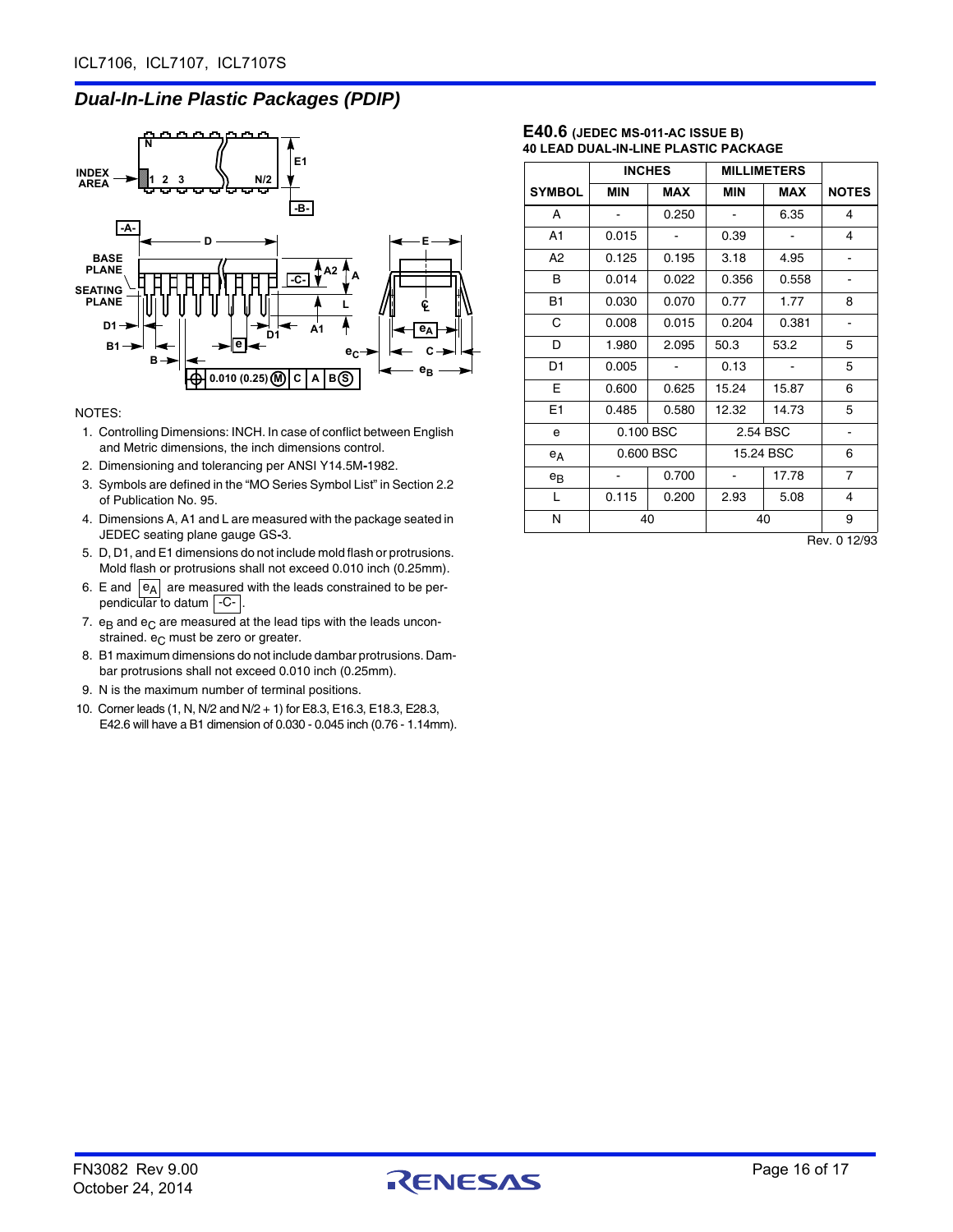## Dual-In-Line Plastic Packages (PDIP)

NOTES:

1. Controlling Dimensions: INCH. In case of conflict between English and Metric dimensions, the inch dimensions control.
2. Dimensioning and tolerancing per ANSI Y14.5M-1982.
3. Symbols are defined in the "MO Series Symbol List" in Section 2.2 of Publication No. 95.
4. Dimensions A, A1 and L are measured with the package seated in JEDEC seating plane gauge GS-3.
5. D, D1, and E1 dimensions do not include mold flash or protrusions. Mold flash or protrusions shall not exceed 0.010 inch (0.25mm).
6. E and $e_A$ are measured with the leads constrained to be perpendicular to datum -C-.
7. $e_B$ and $e_C$ are measured at the lead tips with the leads unconstrained. $e_C$ must be zero or greater.
8. B1 maximum dimensions do not include dambar protrusions. Dambar protrusions shall not exceed 0.010 inch (0.25mm).
9. N is the maximum number of terminal positions.
10. Corner leads (1, N, N/2 and N/2 + 1) for E8.3, E16.3, E18.3, E28.3, E42.6 will have a B1 dimension of 0.030 - 0.045 inch (0.76 - 1.14mm).

### E40.6 (JEDEC MS-011-AC ISSUE B)
### 40 LEAD DUAL-IN-LINE PLASTIC PACKAGE

| | INCHES | | MILLIMETERS | | |
|---|---|---|---|---|---|
| **SYMBOL** | **MIN** | **MAX** | **MIN** | **MAX** | **NOTES** |
| A | - | 0.250 | - | 6.35 | 4 |
| A1 | 0.015 | - | 0.39 | - | 4 |
| A2 | 0.125 | 0.195 | 3.18 | 4.95 | - |
| B | 0.014 | 0.022 | 0.356 | 0.558 | - |
| B1 | 0.030 | 0.070 | 0.77 | 1.77 | 8 |
| C | 0.008 | 0.015 | 0.204 | 0.381 | - |
| D | 1.980 | 2.095 | 50.3 | 53.2 | 5 |
| D1 | 0.005 | - | 0.13 | - | 5 |
| E | 0.600 | 0.625 | 15.24 | 15.87 | 6 |
| E1 | 0.485 | 0.580 | 12.32 | 14.73 | 5 |
| e | 0.100 BSC | | 2.54 BSC | | - |
| $e_A$ | 0.600 BSC | | 15.24 BSC | | 6 |
| $e_B$ | - | 0.700 | - | 17.78 | 7 |
| L | 0.115 | 0.200 | 2.93 | 5.08 | 4 |
| N | 40 | | 40 | | 9 |

Rev. 0 12/93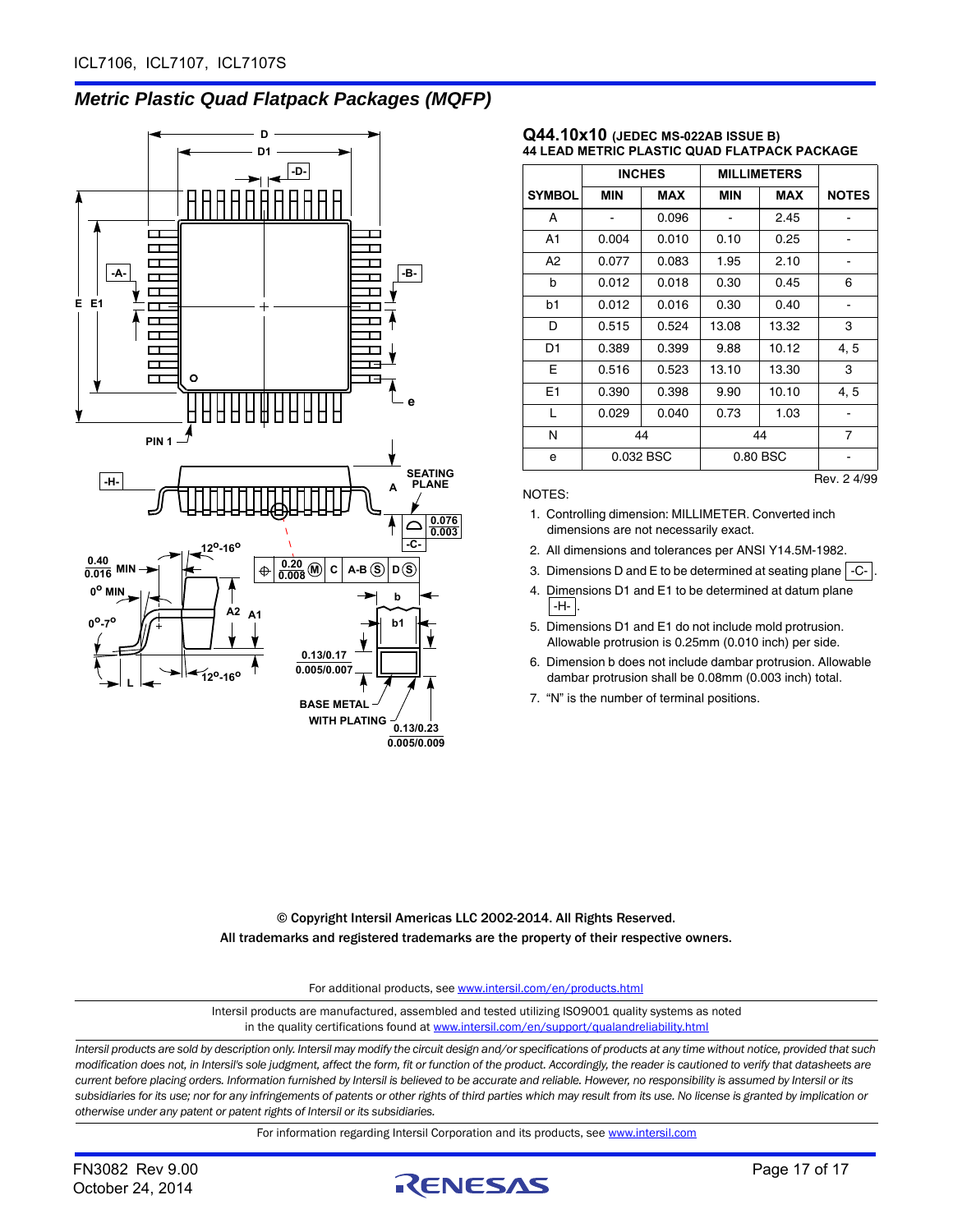## Metric Plastic Quad Flatpack Packages (MQFP)

D
D1
-D-
-A-
-B-
E E1
e
PIN 1
-H-
SEATING PLANE
A
0.076
0.003
-C-
0.40
0.016 MIN
12°-16°
0° MIN
0°-7°
L
A2 A1
12°-16°
0.20
0.008 (M) C A-B (S) D (S)
b
b1
0.13/0.17
0.005/0.007
BASE METAL
WITH PLATING
0.13/0.23
0.005/0.009

**Q44.10x10** (JEDEC MS-022AB ISSUE B)
**44 LEAD METRIC PLASTIC QUAD FLATPACK PACKAGE**

| SYMBOL | INCHES | | MILLIMETERS | | NOTES |
|---|---|---|---|---|---|
| | MIN | MAX | MIN | MAX | |
| A | - | 0.096 | - | 2.45 | - |
| A1 | 0.004 | 0.010 | 0.10 | 0.25 | - |
| A2 | 0.077 | 0.083 | 1.95 | 2.10 | - |
| b | 0.012 | 0.018 | 0.30 | 0.45 | 6 |
| b1 | 0.012 | 0.016 | 0.30 | 0.40 | - |
| D | 0.515 | 0.524 | 13.08 | 13.32 | 3 |
| D1 | 0.389 | 0.399 | 9.88 | 10.12 | 4, 5 |
| E | 0.516 | 0.523 | 13.10 | 13.30 | 3 |
| E1 | 0.390 | 0.398 | 9.90 | 10.10 | 4, 5 |
| L | 0.029 | 0.040 | 0.73 | 1.03 | - |
| N | 44 | | 44 | | 7 |
| e | 0.032 BSC | | 0.80 BSC | | - |

Rev. 2 4/99

NOTES:

1. Controlling dimension: MILLIMETER. Converted inch dimensions are not necessarily exact.
2. All dimensions and tolerances per ANSI Y14.5M-1982.
3. Dimensions D and E to be determined at seating plane -C- .
4. Dimensions D1 and E1 to be determined at datum plane -H- .
5. Dimensions D1 and E1 do not include mold protrusion. Allowable protrusion is 0.25mm (0.010 inch) per side.
6. Dimension b does not include dambar protrusion. Allowable dambar protrusion shall be 0.08mm (0.003 inch) total.
7. "N" is the number of terminal positions.

© Copyright Intersil Americas LLC 2002-2014. All Rights Reserved.
All trademarks and registered trademarks are the property of their respective owners.

For additional products, see www.intersil.com/en/products.html

Intersil products are manufactured, assembled and tested utilizing ISO9001 quality systems as noted in the quality certifications found at www.intersil.com/en/support/qualandreliability.html

*Intersil products are sold by description only. Intersil may modify the circuit design and/or specifications of products at any time without notice, provided that such modification does not, in Intersil's sole judgment, affect the form, fit or function of the product. Accordingly, the reader is cautioned to verify that datasheets are current before placing orders. Information furnished by Intersil is believed to be accurate and reliable. However, no responsibility is assumed by Intersil or its subsidiaries for its use; nor for any infringements of patents or other rights of third parties which may result from its use. No license is granted by implication or otherwise under any patent or patent rights of Intersil or its subsidiaries.*

For information regarding Intersil Corporation and its products, see www.intersil.com